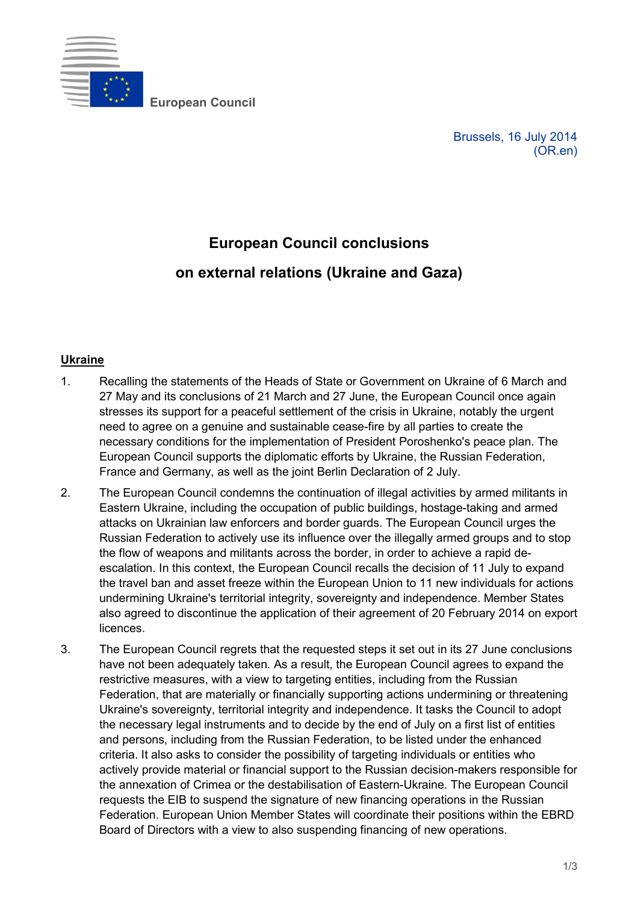European Council

Brussels, 16 July 2014
(OR.en)

# European Council conclusions
# on external relations (Ukraine and Gaza)

## Ukraine

1. Recalling the statements of the Heads of State or Government on Ukraine of 6 March and 27 May and its conclusions of 21 March and 27 June, the European Council once again stresses its support for a peaceful settlement of the crisis in Ukraine, notably the urgent need to agree on a genuine and sustainable cease-fire by all parties to create the necessary conditions for the implementation of President Poroshenko's peace plan. The European Council supports the diplomatic efforts by Ukraine, the Russian Federation, France and Germany, as well as the joint Berlin Declaration of 2 July.

2. The European Council condemns the continuation of illegal activities by armed militants in Eastern Ukraine, including the occupation of public buildings, hostage-taking and armed attacks on Ukrainian law enforcers and border guards. The European Council urges the Russian Federation to actively use its influence over the illegally armed groups and to stop the flow of weapons and militants across the border, in order to achieve a rapid de-escalation. In this context, the European Council recalls the decision of 11 July to expand the travel ban and asset freeze within the European Union to 11 new individuals for actions undermining Ukraine's territorial integrity, sovereignty and independence. Member States also agreed to discontinue the application of their agreement of 20 February 2014 on export licences.

3. The European Council regrets that the requested steps it set out in its 27 June conclusions have not been adequately taken. As a result, the European Council agrees to expand the restrictive measures, with a view to targeting entities, including from the Russian Federation, that are materially or financially supporting actions undermining or threatening Ukraine's sovereignty, territorial integrity and independence. It tasks the Council to adopt the necessary legal instruments and to decide by the end of July on a first list of entities and persons, including from the Russian Federation, to be listed under the enhanced criteria. It also asks to consider the possibility of targeting individuals or entities who actively provide material or financial support to the Russian decision-makers responsible for the annexation of Crimea or the destabilisation of Eastern-Ukraine. The European Council requests the EIB to suspend the signature of new financing operations in the Russian Federation. European Union Member States will coordinate their positions within the EBRD Board of Directors with a view to also suspending financing of new operations.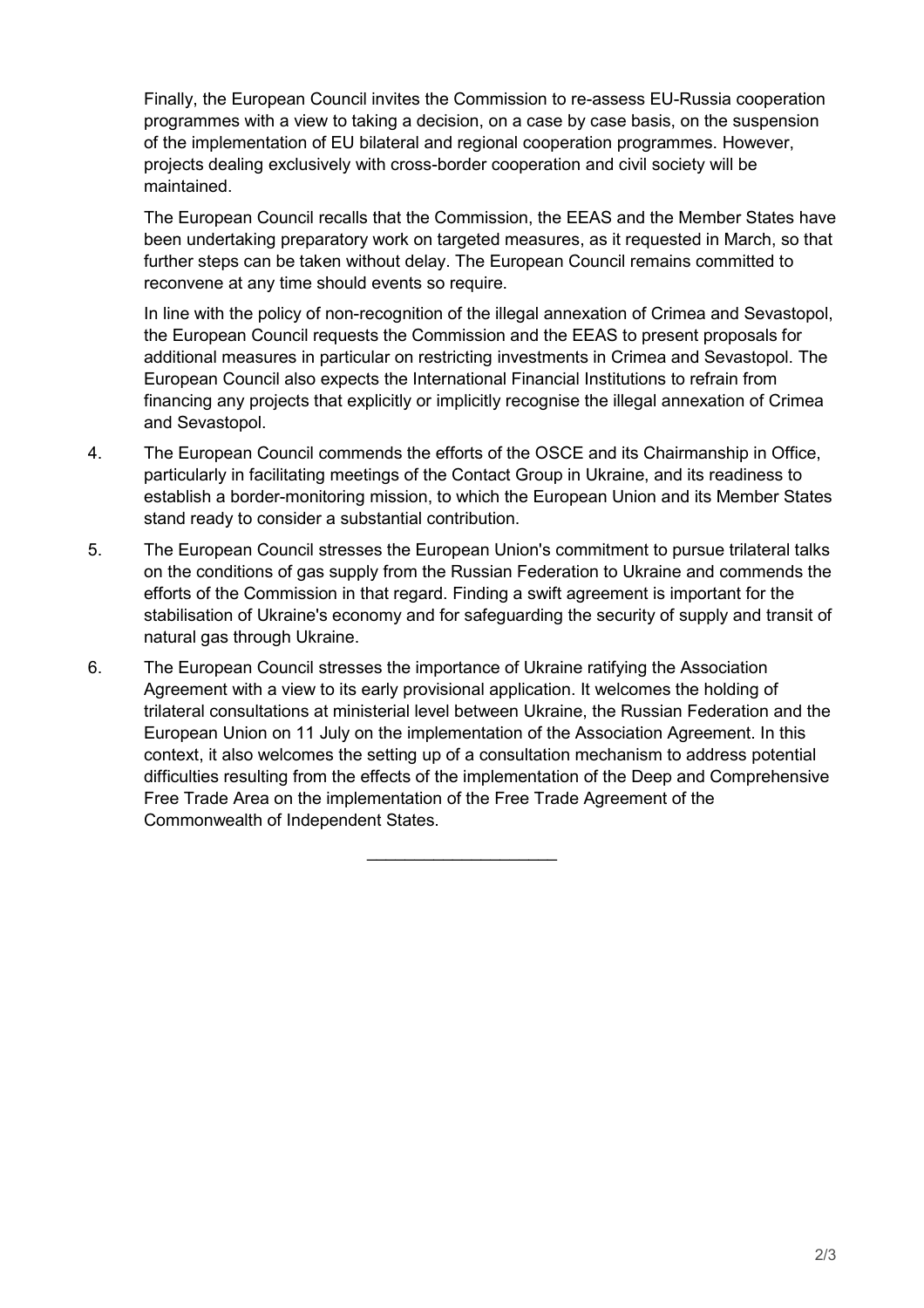Finally, the European Council invites the Commission to re-assess EU-Russia cooperation programmes with a view to taking a decision, on a case by case basis, on the suspension of the implementation of EU bilateral and regional cooperation programmes. However, projects dealing exclusively with cross-border cooperation and civil society will be maintained.

The European Council recalls that the Commission, the EEAS and the Member States have been undertaking preparatory work on targeted measures, as it requested in March, so that further steps can be taken without delay. The European Council remains committed to reconvene at any time should events so require.

In line with the policy of non-recognition of the illegal annexation of Crimea and Sevastopol, the European Council requests the Commission and the EEAS to present proposals for additional measures in particular on restricting investments in Crimea and Sevastopol. The European Council also expects the International Financial Institutions to refrain from financing any projects that explicitly or implicitly recognise the illegal annexation of Crimea and Sevastopol.

4. The European Council commends the efforts of the OSCE and its Chairmanship in Office, particularly in facilitating meetings of the Contact Group in Ukraine, and its readiness to establish a border-monitoring mission, to which the European Union and its Member States stand ready to consider a substantial contribution.

5. The European Council stresses the European Union's commitment to pursue trilateral talks on the conditions of gas supply from the Russian Federation to Ukraine and commends the efforts of the Commission in that regard. Finding a swift agreement is important for the stabilisation of Ukraine's economy and for safeguarding the security of supply and transit of natural gas through Ukraine.

6. The European Council stresses the importance of Ukraine ratifying the Association Agreement with a view to its early provisional application. It welcomes the holding of trilateral consultations at ministerial level between Ukraine, the Russian Federation and the European Union on 11 July on the implementation of the Association Agreement. In this context, it also welcomes the setting up of a consultation mechanism to address potential difficulties resulting from the effects of the implementation of the Deep and Comprehensive Free Trade Area on the implementation of the Free Trade Agreement of the Commonwealth of Independent States.

---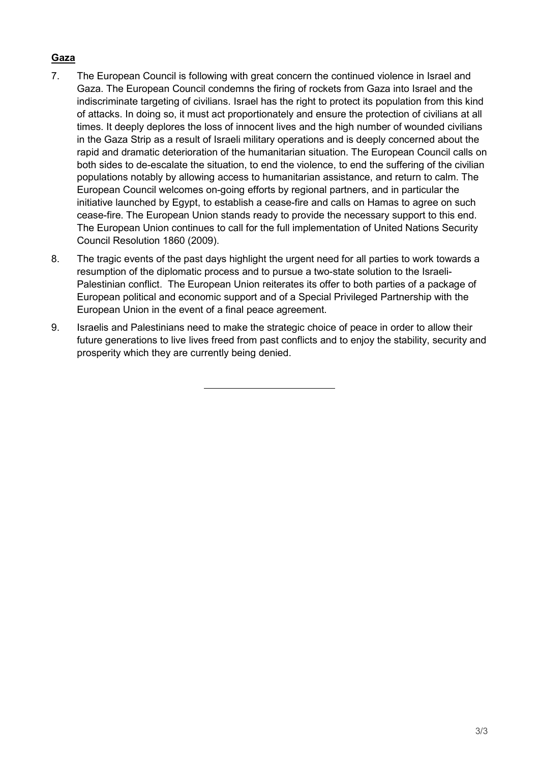**Gaza**

7. The European Council is following with great concern the continued violence in Israel and Gaza. The European Council condemns the firing of rockets from Gaza into Israel and the indiscriminate targeting of civilians. Israel has the right to protect its population from this kind of attacks. In doing so, it must act proportionately and ensure the protection of civilians at all times. It deeply deplores the loss of innocent lives and the high number of wounded civilians in the Gaza Strip as a result of Israeli military operations and is deeply concerned about the rapid and dramatic deterioration of the humanitarian situation. The European Council calls on both sides to de-escalate the situation, to end the violence, to end the suffering of the civilian populations notably by allowing access to humanitarian assistance, and return to calm. The European Council welcomes on-going efforts by regional partners, and in particular the initiative launched by Egypt, to establish a cease-fire and calls on Hamas to agree on such cease-fire. The European Union stands ready to provide the necessary support to this end. The European Union continues to call for the full implementation of United Nations Security Council Resolution 1860 (2009).

8. The tragic events of the past days highlight the urgent need for all parties to work towards a resumption of the diplomatic process and to pursue a two-state solution to the Israeli-Palestinian conflict. The European Union reiterates its offer to both parties of a package of European political and economic support and of a Special Privileged Partnership with the European Union in the event of a final peace agreement.

9. Israelis and Palestinians need to make the strategic choice of peace in order to allow their future generations to live lives freed from past conflicts and to enjoy the stability, security and prosperity which they are currently being denied.